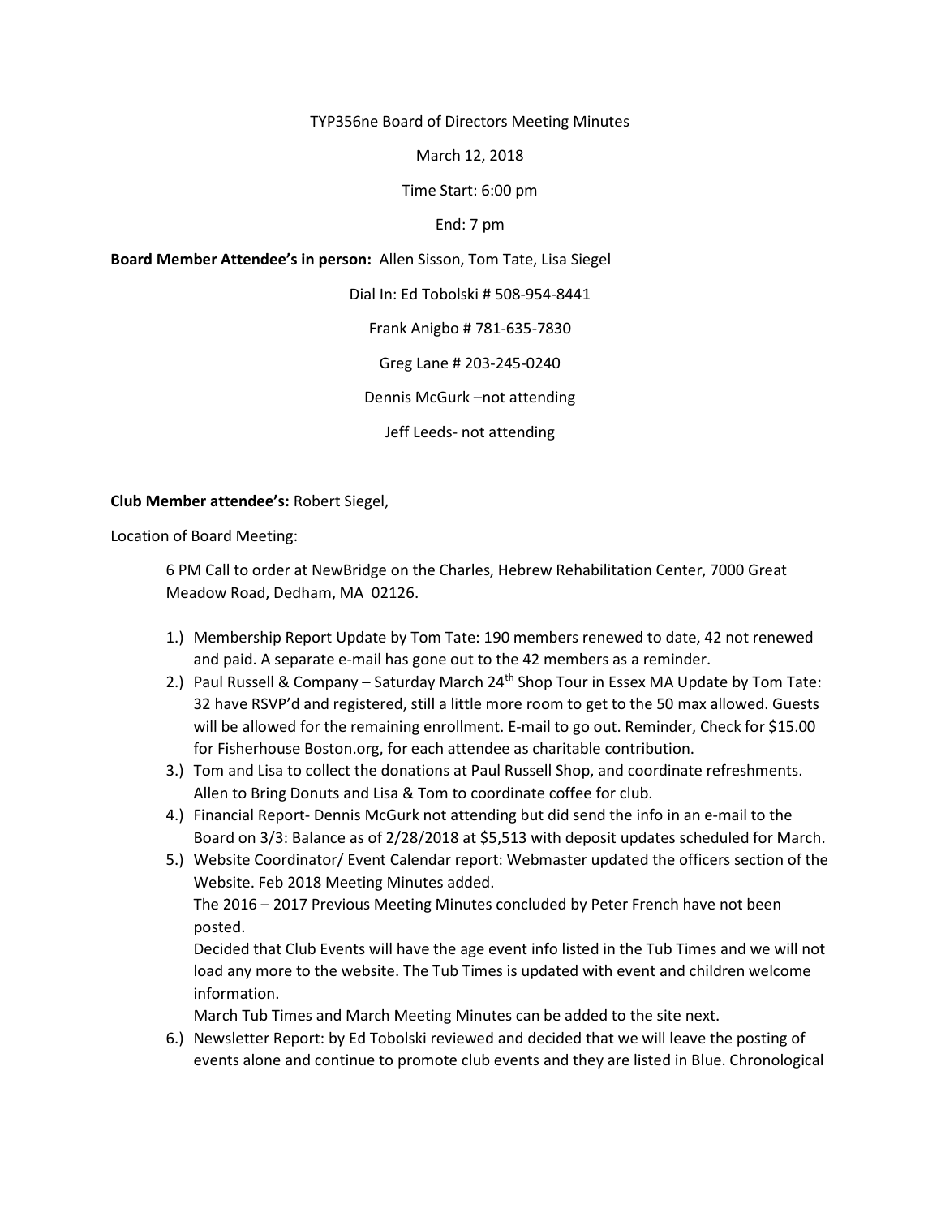TYP356ne Board of Directors Meeting Minutes

March 12, 2018

Time Start: 6:00 pm

End: 7 pm

**Board Member Attendee's in person:** Allen Sisson, Tom Tate, Lisa Siegel

Dial In: Ed Tobolski # 508-954-8441

Frank Anigbo # 781-635-7830

Greg Lane # 203-245-0240

Dennis McGurk –not attending

Jeff Leeds- not attending

**Club Member attendee's:** Robert Siegel,

Location of Board Meeting:

6 PM Call to order at NewBridge on the Charles, Hebrew Rehabilitation Center, 7000 Great Meadow Road, Dedham, MA 02126.

1.) Membership Report Update by Tom Tate: 190 members renewed to date, 42 not renewed and paid. A separate e-mail has gone out to the 42 members as a reminder.
2.) Paul Russell & Company – Saturday March 24th Shop Tour in Essex MA Update by Tom Tate: 32 have RSVP'd and registered, still a little more room to get to the 50 max allowed. Guests will be allowed for the remaining enrollment. E-mail to go out. Reminder, Check for $15.00 for Fisherhouse Boston.org, for each attendee as charitable contribution.
3.) Tom and Lisa to collect the donations at Paul Russell Shop, and coordinate refreshments. Allen to Bring Donuts and Lisa & Tom to coordinate coffee for club.
4.) Financial Report- Dennis McGurk not attending but did send the info in an e-mail to the Board on 3/3: Balance as of 2/28/2018 at $5,513 with deposit updates scheduled for March.
5.) Website Coordinator/ Event Calendar report: Webmaster updated the officers section of the Website. Feb 2018 Meeting Minutes added.
   The 2016 – 2017 Previous Meeting Minutes concluded by Peter French have not been posted.
   Decided that Club Events will have the age event info listed in the Tub Times and we will not load any more to the website. The Tub Times is updated with event and children welcome information.
   March Tub Times and March Meeting Minutes can be added to the site next.
6.) Newsletter Report: by Ed Tobolski reviewed and decided that we will leave the posting of events alone and continue to promote club events and they are listed in Blue. Chronological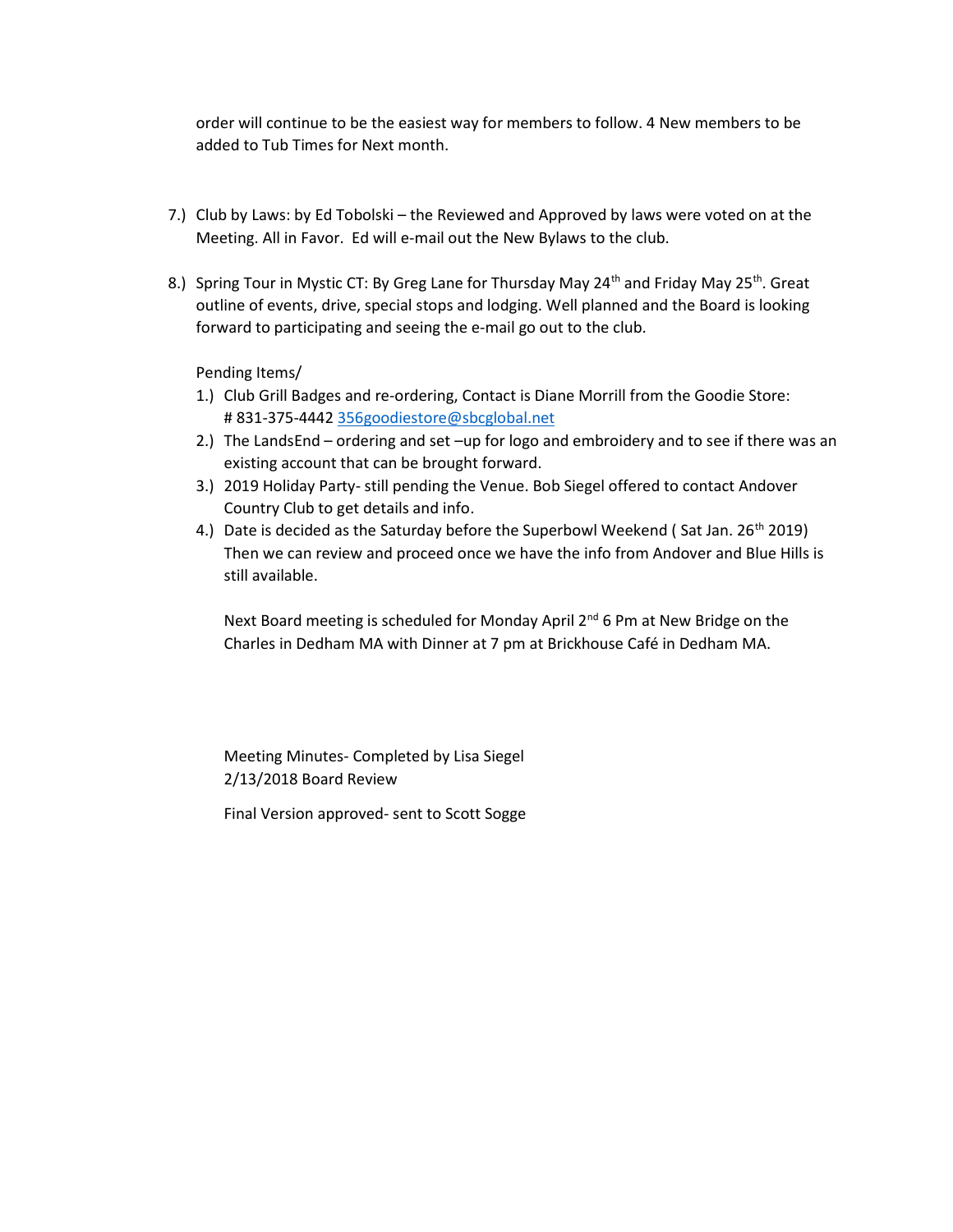order will continue to be the easiest way for members to follow. 4 New members to be added to Tub Times for Next month.

7.) Club by Laws: by Ed Tobolski – the Reviewed and Approved by laws were voted on at the Meeting. All in Favor. Ed will e-mail out the New Bylaws to the club.

8.) Spring Tour in Mystic CT: By Greg Lane for Thursday May 24th and Friday May 25th. Great outline of events, drive, special stops and lodging. Well planned and the Board is looking forward to participating and seeing the e-mail go out to the club.

Pending Items/

1.) Club Grill Badges and re-ordering, Contact is Diane Morrill from the Goodie Store: # 831-375-4442 356goodiestore@sbcglobal.net
2.) The LandsEnd – ordering and set –up for logo and embroidery and to see if there was an existing account that can be brought forward.
3.) 2019 Holiday Party- still pending the Venue. Bob Siegel offered to contact Andover Country Club to get details and info.
4.) Date is decided as the Saturday before the Superbowl Weekend ( Sat Jan. 26th 2019) Then we can review and proceed once we have the info from Andover and Blue Hills is still available.

Next Board meeting is scheduled for Monday April 2nd 6 Pm at New Bridge on the Charles in Dedham MA with Dinner at 7 pm at Brickhouse Café in Dedham MA.

Meeting Minutes- Completed by Lisa Siegel
2/13/2018 Board Review

Final Version approved- sent to Scott Sogge